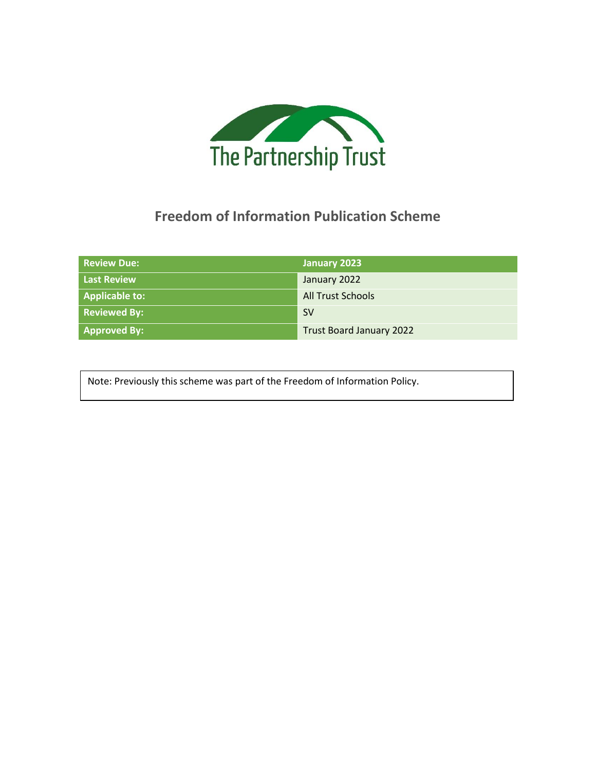The Partnership Trust

# Freedom of Information Publication Scheme

| | |
|---|---|
| **Review Due:** | **January 2023** |
| **Last Review** | January 2022 |
| **Applicable to:** | All Trust Schools |
| **Reviewed By:** | SV |
| **Approved By:** | Trust Board January 2022 |

Note: Previously this scheme was part of the Freedom of Information Policy.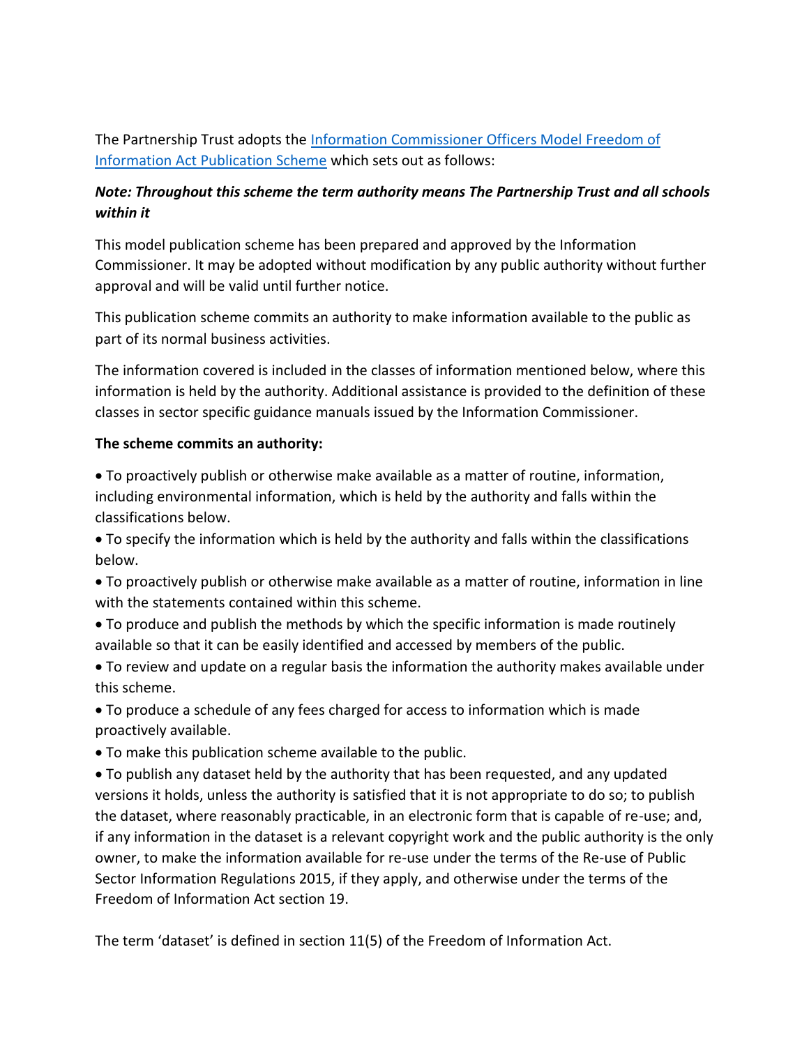The Partnership Trust adopts the [Information Commissioner Officers Model Freedom of Information Act Publication Scheme]() which sets out as follows:

***Note: Throughout this scheme the term authority means The Partnership Trust and all schools within it***

This model publication scheme has been prepared and approved by the Information Commissioner. It may be adopted without modification by any public authority without further approval and will be valid until further notice.

This publication scheme commits an authority to make information available to the public as part of its normal business activities.

The information covered is included in the classes of information mentioned below, where this information is held by the authority. Additional assistance is provided to the definition of these classes in sector specific guidance manuals issued by the Information Commissioner.

**The scheme commits an authority:**

- To proactively publish or otherwise make available as a matter of routine, information, including environmental information, which is held by the authority and falls within the classifications below.
- To specify the information which is held by the authority and falls within the classifications below.
- To proactively publish or otherwise make available as a matter of routine, information in line with the statements contained within this scheme.
- To produce and publish the methods by which the specific information is made routinely available so that it can be easily identified and accessed by members of the public.
- To review and update on a regular basis the information the authority makes available under this scheme.
- To produce a schedule of any fees charged for access to information which is made proactively available.
- To make this publication scheme available to the public.
- To publish any dataset held by the authority that has been requested, and any updated versions it holds, unless the authority is satisfied that it is not appropriate to do so; to publish the dataset, where reasonably practicable, in an electronic form that is capable of re-use; and, if any information in the dataset is a relevant copyright work and the public authority is the only owner, to make the information available for re-use under the terms of the Re-use of Public Sector Information Regulations 2015, if they apply, and otherwise under the terms of the Freedom of Information Act section 19.

The term 'dataset' is defined in section 11(5) of the Freedom of Information Act.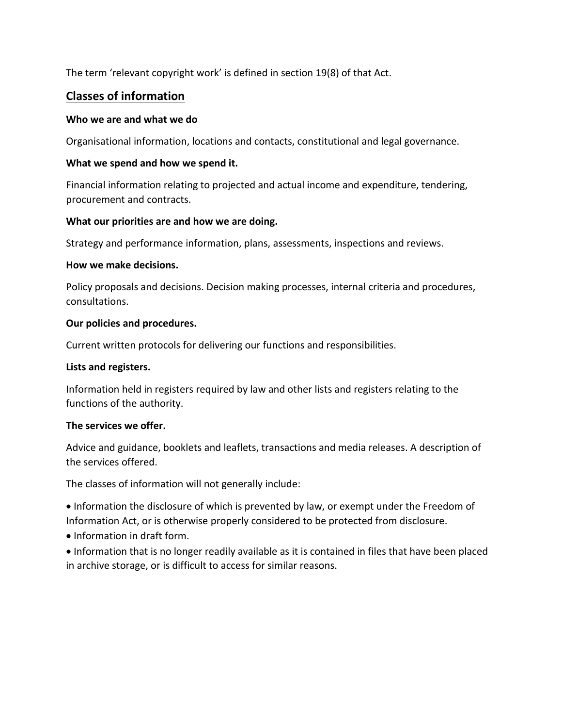The term ‘relevant copyright work’ is defined in section 19(8) of that Act.

## Classes of information

**Who we are and what we do**

Organisational information, locations and contacts, constitutional and legal governance.

**What we spend and how we spend it.**

Financial information relating to projected and actual income and expenditure, tendering, procurement and contracts.

**What our priorities are and how we are doing.**

Strategy and performance information, plans, assessments, inspections and reviews.

**How we make decisions.**

Policy proposals and decisions. Decision making processes, internal criteria and procedures, consultations.

**Our policies and procedures.**

Current written protocols for delivering our functions and responsibilities.

**Lists and registers.**

Information held in registers required by law and other lists and registers relating to the functions of the authority.

**The services we offer.**

Advice and guidance, booklets and leaflets, transactions and media releases. A description of the services offered.

The classes of information will not generally include:

- Information the disclosure of which is prevented by law, or exempt under the Freedom of Information Act, or is otherwise properly considered to be protected from disclosure.
- Information in draft form.
- Information that is no longer readily available as it is contained in files that have been placed in archive storage, or is difficult to access for similar reasons.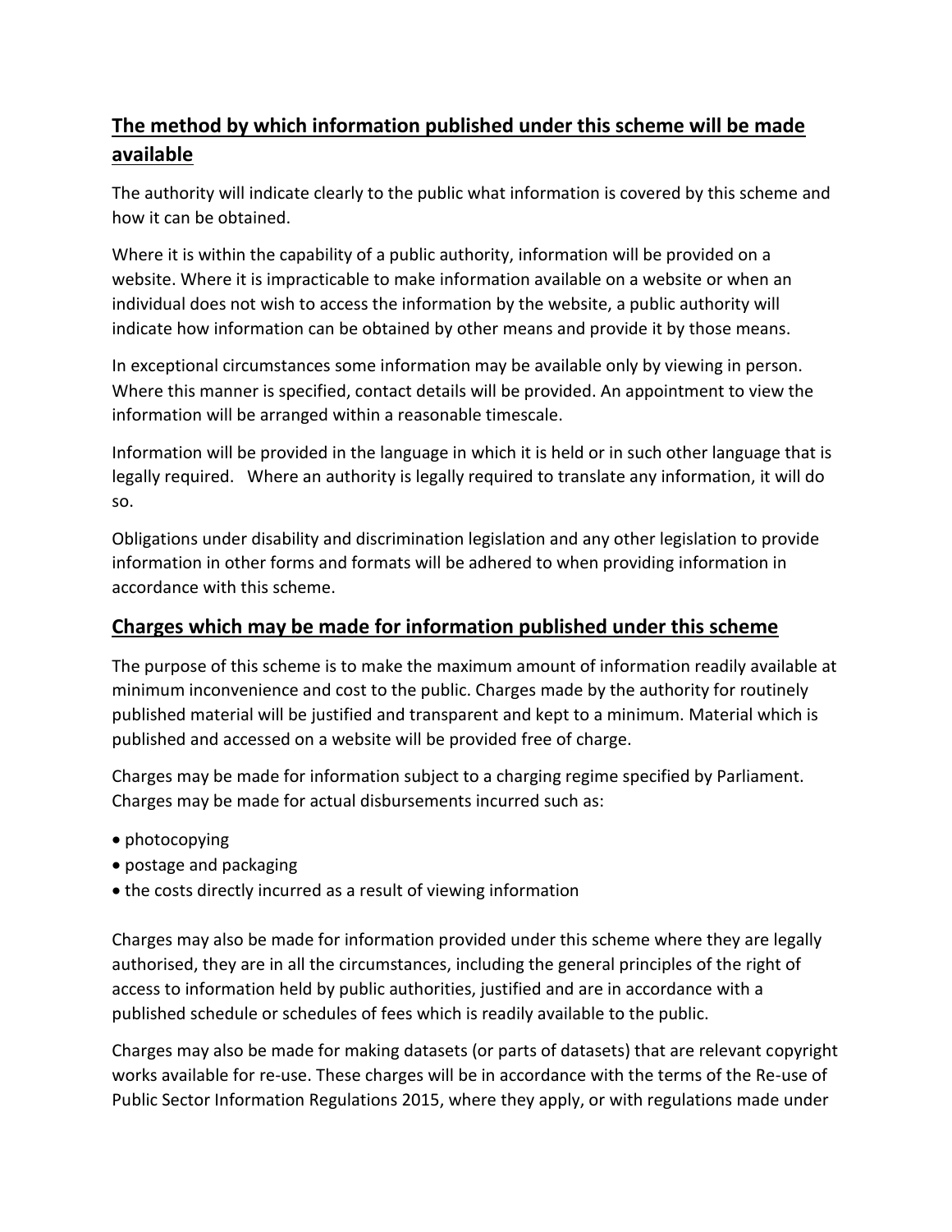## The method by which information published under this scheme will be made available

The authority will indicate clearly to the public what information is covered by this scheme and how it can be obtained.

Where it is within the capability of a public authority, information will be provided on a website. Where it is impracticable to make information available on a website or when an individual does not wish to access the information by the website, a public authority will indicate how information can be obtained by other means and provide it by those means.

In exceptional circumstances some information may be available only by viewing in person. Where this manner is specified, contact details will be provided. An appointment to view the information will be arranged within a reasonable timescale.

Information will be provided in the language in which it is held or in such other language that is legally required. Where an authority is legally required to translate any information, it will do so.

Obligations under disability and discrimination legislation and any other legislation to provide information in other forms and formats will be adhered to when providing information in accordance with this scheme.

## Charges which may be made for information published under this scheme

The purpose of this scheme is to make the maximum amount of information readily available at minimum inconvenience and cost to the public. Charges made by the authority for routinely published material will be justified and transparent and kept to a minimum. Material which is published and accessed on a website will be provided free of charge.

Charges may be made for information subject to a charging regime specified by Parliament. Charges may be made for actual disbursements incurred such as:

- photocopying
- postage and packaging
- the costs directly incurred as a result of viewing information

Charges may also be made for information provided under this scheme where they are legally authorised, they are in all the circumstances, including the general principles of the right of access to information held by public authorities, justified and are in accordance with a published schedule or schedules of fees which is readily available to the public.

Charges may also be made for making datasets (or parts of datasets) that are relevant copyright works available for re-use. These charges will be in accordance with the terms of the Re-use of Public Sector Information Regulations 2015, where they apply, or with regulations made under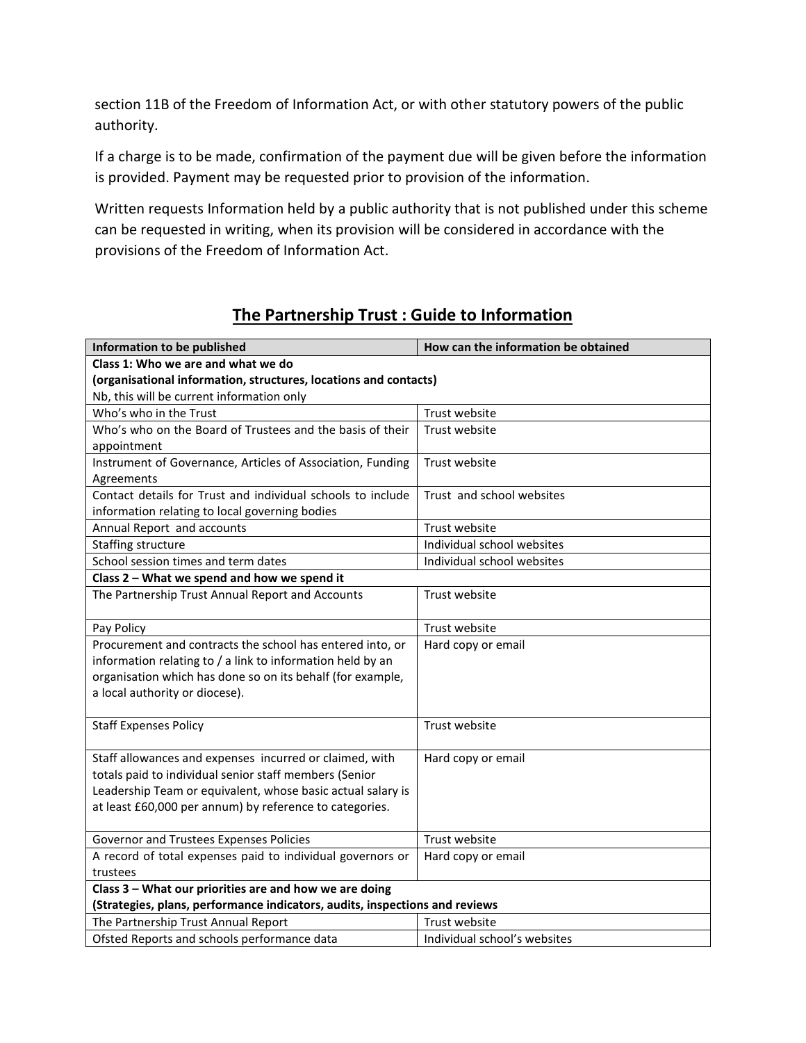section 11B of the Freedom of Information Act, or with other statutory powers of the public authority.

If a charge is to be made, confirmation of the payment due will be given before the information is provided. Payment may be requested prior to provision of the information.

Written requests Information held by a public authority that is not published under this scheme can be requested in writing, when its provision will be considered in accordance with the provisions of the Freedom of Information Act.

## The Partnership Trust : Guide to Information

| Information to be published | How can the information be obtained |
|---|---|
| **Class 1: Who we are and what we do** **(organisational information, structures, locations and contacts)** Nb, this will be current information only | |
| Who's who in the Trust | Trust website |
| Who's who on the Board of Trustees and the basis of their appointment | Trust website |
| Instrument of Governance, Articles of Association, Funding Agreements | Trust website |
| Contact details for Trust and individual schools to include information relating to local governing bodies | Trust and school websites |
| Annual Report and accounts | Trust website |
| Staffing structure | Individual school websites |
| School session times and term dates | Individual school websites |
| **Class 2 – What we spend and how we spend it** | |
| The Partnership Trust Annual Report and Accounts | Trust website |
| Pay Policy | Trust website |
| Procurement and contracts the school has entered into, or information relating to / a link to information held by an organisation which has done so on its behalf (for example, a local authority or diocese). | Hard copy or email |
| Staff Expenses Policy | Trust website |
| Staff allowances and expenses incurred or claimed, with totals paid to individual senior staff members (Senior Leadership Team or equivalent, whose basic actual salary is at least £60,000 per annum) by reference to categories. | Hard copy or email |
| Governor and Trustees Expenses Policies | Trust website |
| A record of total expenses paid to individual governors or trustees | Hard copy or email |
| **Class 3 – What our priorities are and how we are doing** **(Strategies, plans, performance indicators, audits, inspections and reviews** | |
| The Partnership Trust Annual Report | Trust website |
| Ofsted Reports and schools performance data | Individual school's websites |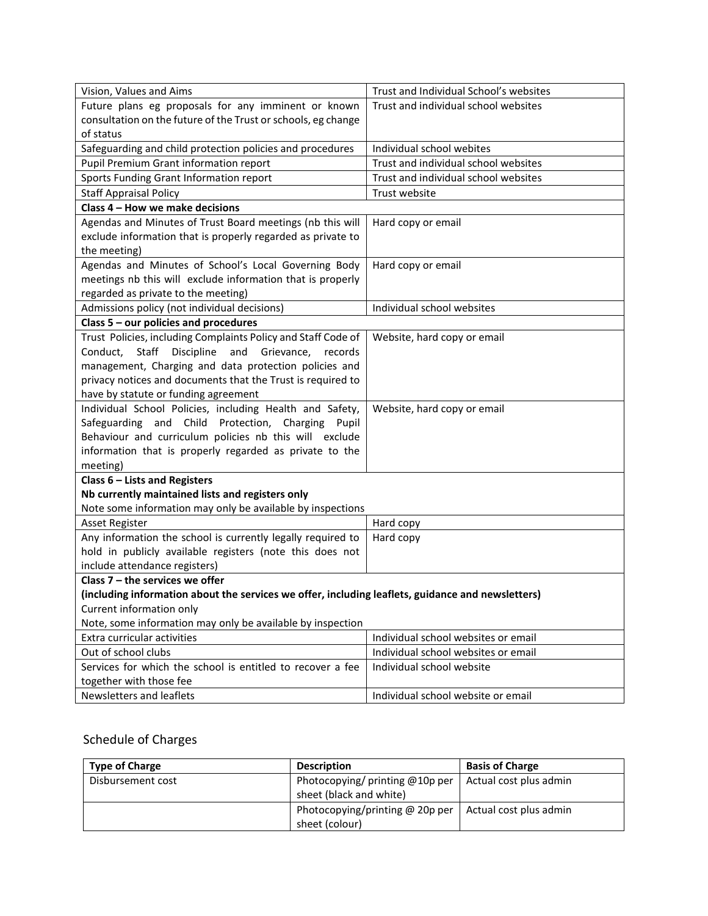| | |
|---|---|
| Vision, Values and Aims | Trust and Individual School's websites |
| Future plans eg proposals for any imminent or known consultation on the future of the Trust or schools, eg change of status | Trust and individual school websites |
| Safeguarding and child protection policies and procedures | Individual school webites |
| Pupil Premium Grant information report | Trust and individual school websites |
| Sports Funding Grant Information report | Trust and individual school websites |
| Staff Appraisal Policy | Trust website |
| **Class 4 – How we make decisions** | |
| Agendas and Minutes of Trust Board meetings (nb this will exclude information that is properly regarded as private to the meeting) | Hard copy or email |
| Agendas and Minutes of School's Local Governing Body meetings nb this will exclude information that is properly regarded as private to the meeting) | Hard copy or email |
| Admissions policy (not individual decisions) | Individual school websites |
| **Class 5 – our policies and procedures** | |
| Trust Policies, including Complaints Policy and Staff Code of Conduct, Staff Discipline and Grievance, records management, Charging and data protection policies and privacy notices and documents that the Trust is required to have by statute or funding agreement | Website, hard copy or email |
| Individual School Policies, including Health and Safety, Safeguarding and Child Protection, Charging Pupil Behaviour and curriculum policies nb this will exclude information that is properly regarded as private to the meeting) | Website, hard copy or email |
| **Class 6 – Lists and Registers**<br>**Nb currently maintained lists and registers only**<br>Note some information may only be available by inspections | |
| Asset Register | Hard copy |
| Any information the school is currently legally required to hold in publicly available registers (note this does not include attendance registers) | Hard copy |
| **Class 7 – the services we offer**<br>**(including information about the services we offer, including leaflets, guidance and newsletters)**<br>Current information only<br>Note, some information may only be available by inspection | |
| Extra curricular activities | Individual school websites or email |
| Out of school clubs | Individual school websites or email |
| Services for which the school is entitled to recover a fee together with those fee | Individual school website |
| Newsletters and leaflets | Individual school website or email |

## Schedule of Charges

| Type of Charge | Description | Basis of Charge |
|---|---|---|
| Disbursement cost | Photocopying/ printing @10p per sheet (black and white) | Actual cost plus admin |
| | Photocopying/printing @ 20p per sheet (colour) | Actual cost plus admin |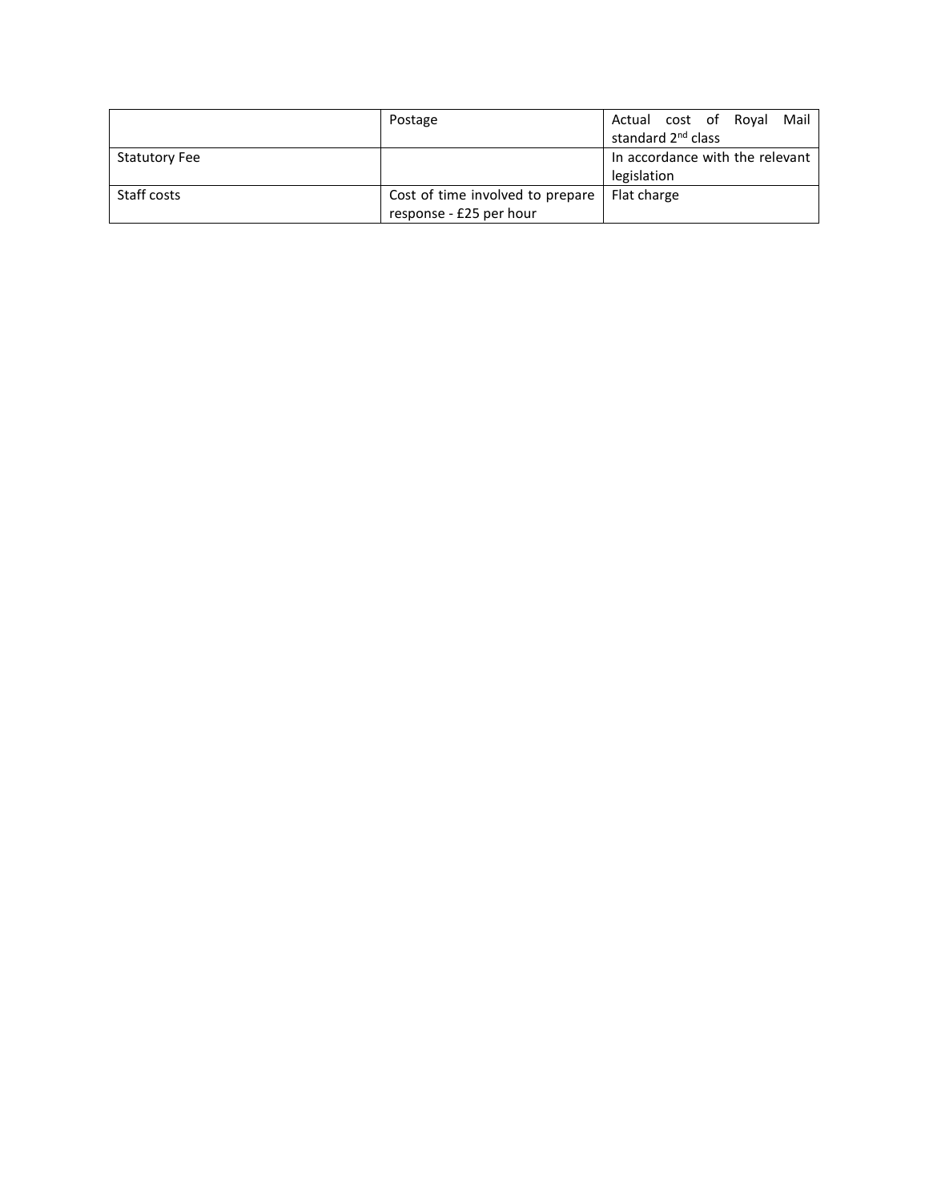| | | |
|---|---|---|
| | Postage | Actual cost of Royal Mail standard 2nd class |
| Statutory Fee | | In accordance with the relevant legislation |
| Staff costs | Cost of time involved to prepare response - £25 per hour | Flat charge |